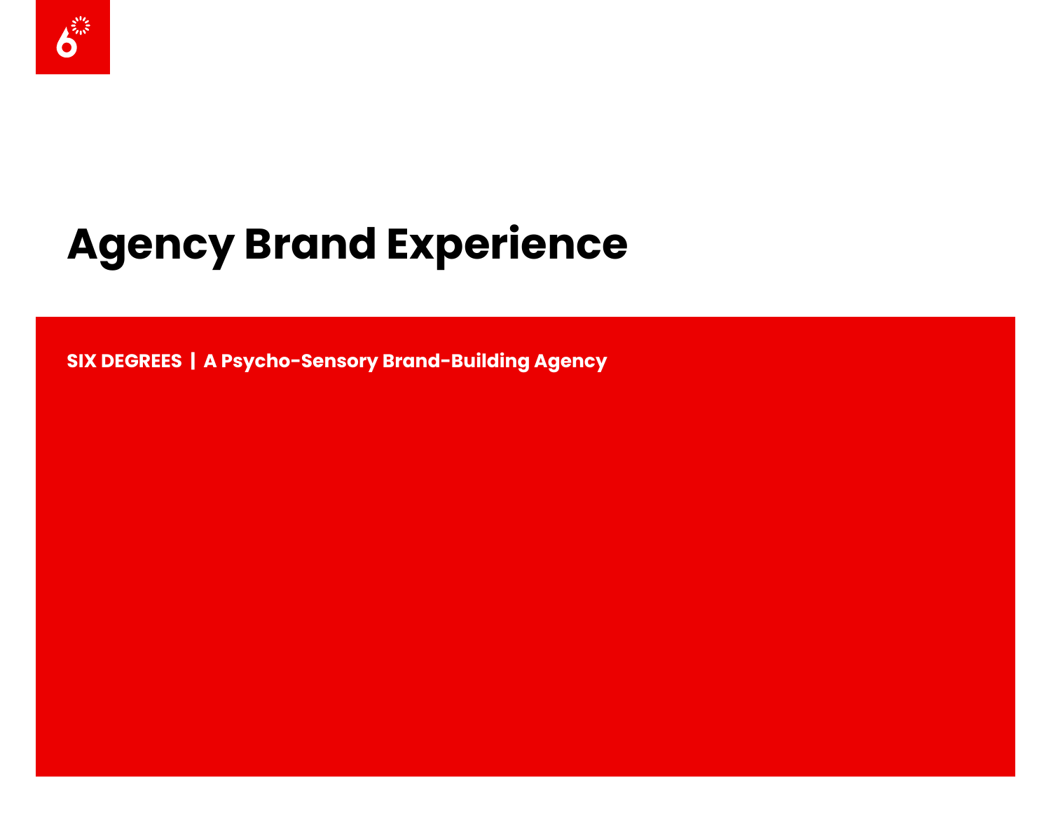# Agency Brand Experience

**SIX DEGREES | A Psycho-Sensory Brand-Building Agency**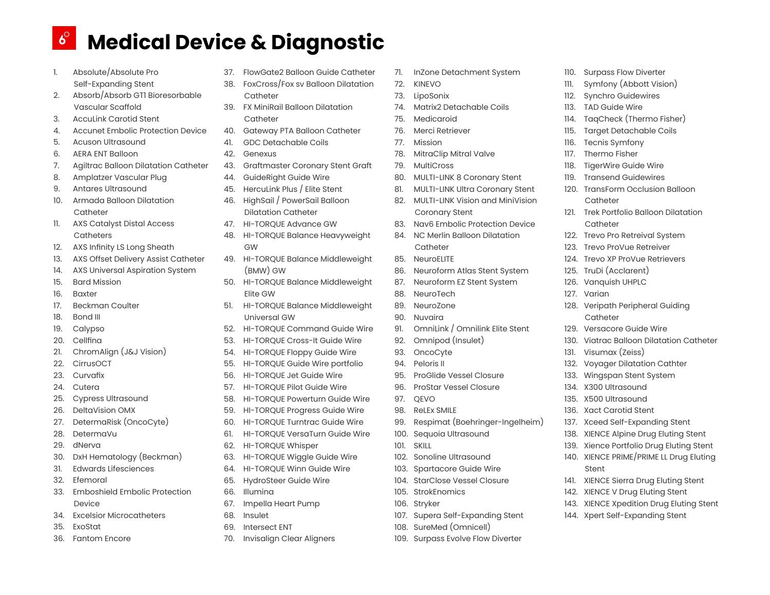# Medical Device & Diagnostic

1. Absolute/Absolute Pro Self-Expanding Stent
2. Absorb/Absorb GT1 Bioresorbable Vascular Scaffold
3. AccuLink Carotid Stent
4. Accunet Embolic Protection Device
5. Acuson Ultrasound
6. AERA ENT Balloon
7. Agiltrac Balloon Dilatation Catheter
8. Amplatzer Vascular Plug
9. Antares Ultrasound
10. Armada Balloon Dilatation Catheter
11. AXS Catalyst Distal Access Catheters
12. AXS Infinity LS Long Sheath
13. AXS Offset Delivery Assist Catheter
14. AXS Universal Aspiration System
15. Bard Mission
16. Baxter
17. Beckman Coulter
18. Bond III
19. Calypso
20. Cellfina
21. ChromAlign (J&J Vision)
22. CirrusOCT
23. Curvafix
24. Cutera
25. Cypress Ultrasound
26. DeltaVision OMX
27. DetermaRisk (OncoCyte)
28. DetermaVu
29. dNerva
30. DxH Hematology (Beckman)
31. Edwards Lifesciences
32. Efemoral
33. Emboshield Embolic Protection Device
34. Excelsior Microcatheters
35. ExoStat
36. Fantom Encore
37. FlowGate2 Balloon Guide Catheter
38. FoxCross/Fox sv Balloon Dilatation Catheter
39. FX MiniRail Balloon Dilatation Catheter
40. Gateway PTA Balloon Catheter
41. GDC Detachable Coils
42. Genexus
43. Graftmaster Coronary Stent Graft
44. GuideRight Guide Wire
45. HercuLink Plus / Elite Stent
46. HighSail / PowerSail Balloon Dilatation Catheter
47. HI-TORQUE Advance GW
48. HI-TORQUE Balance Heavyweight GW
49. HI-TORQUE Balance Middleweight (BMW) GW
50. HI-TORQUE Balance Middleweight Elite GW
51. HI-TORQUE Balance Middleweight Universal GW
52. HI-TORQUE Command Guide Wire
53. HI-TORQUE Cross-It Guide Wire
54. HI-TORQUE Floppy Guide Wire
55. HI-TORQUE Guide Wire portfolio
56. HI-TORQUE Jet Guide Wire
57. HI-TORQUE Pilot Guide Wire
58. HI-TORQUE Powerturn Guide Wire
59. HI-TORQUE Progress Guide Wire
60. HI-TORQUE Turntrac Guide Wire
61. HI-TORQUE VersaTurn Guide Wire
62. HI-TORQUE Whisper
63. HI-TORQUE Wiggle Guide Wire
64. HI-TORQUE Winn Guide Wire
65. HydroSteer Guide Wire
66. Illumina
67. Impella Heart Pump
68. Insulet
69. Intersect ENT
70. Invisalign Clear Aligners
71. InZone Detachment System
72. KINEVO
73. LipoSonix
74. Matrix2 Detachable Coils
75. Medicaroid
76. Merci Retriever
77. Mission
78. MitraClip Mitral Valve
79. MultiCross
80. MULTI-LINK 8 Coronary Stent
81. MULTI-LINK Ultra Coronary Stent
82. MULTI-LINK Vision and MiniVision Coronary Stent
83. Nav6 Embolic Protection Device
84. NC Merlin Balloon Dilatation Catheter
85. NeuroELITE
86. Neuroform Atlas Stent System
87. Neuroform EZ Stent System
88. NeuroTech
89. NeuroZone
90. Nuvaira
91. OmniLink / Omnilink Elite Stent
92. Omnipod (Insulet)
93. OncoCyte
94. Peloris II
95. ProGlide Vessel Closure
96. ProStar Vessel Closure
97. QEVO
98. ReLEx SMILE
99. Respimat (Boehringer-Ingelheim)
100. Sequoia Ultrasound
101. SKILL
102. Sonoline Ultrasound
103. Spartacore Guide Wire
104. StarClose Vessel Closure
105. StrokEnomics
106. Stryker
107. Supera Self-Expanding Stent
108. SureMed (Omnicell)
109. Surpass Evolve Flow Diverter
110. Surpass Flow Diverter
111. Symfony (Abbott Vision)
112. Synchro Guidewires
113. TAD Guide Wire
114. TaqCheck (Thermo Fisher)
115. Target Detachable Coils
116. Tecnis Symfony
117. Thermo Fisher
118. TigerWire Guide Wire
119. Transend Guidewires
120. TransForm Occlusion Balloon Catheter
121. Trek Portfolio Balloon Dilatation Catheter
122. Trevo Pro Retreival System
123. Trevo ProVue Retreiver
124. Trevo XP ProVue Retrievers
125. TruDi (Acclarent)
126. Vanquish UHPLC
127. Varian
128. Veripath Peripheral Guiding Catheter
129. Versacore Guide Wire
130. Viatrac Balloon Dilatation Catheter
131. Visumax (Zeiss)
132. Voyager Dilatation Cathter
133. Wingspan Stent System
134. X300 Ultrasound
135. X500 Ultrasound
136. Xact Carotid Stent
137. Xceed Self-Expanding Stent
138. XIENCE Alpine Drug Eluting Stent
139. Xience Portfolio Drug Eluting Stent
140. XIENCE PRIME/PRIME LL Drug Eluting Stent
141. XIENCE Sierra Drug Eluting Stent
142. XIENCE V Drug Eluting Stent
143. XIENCE Xpedition Drug Eluting Stent
144. Xpert Self-Expanding Stent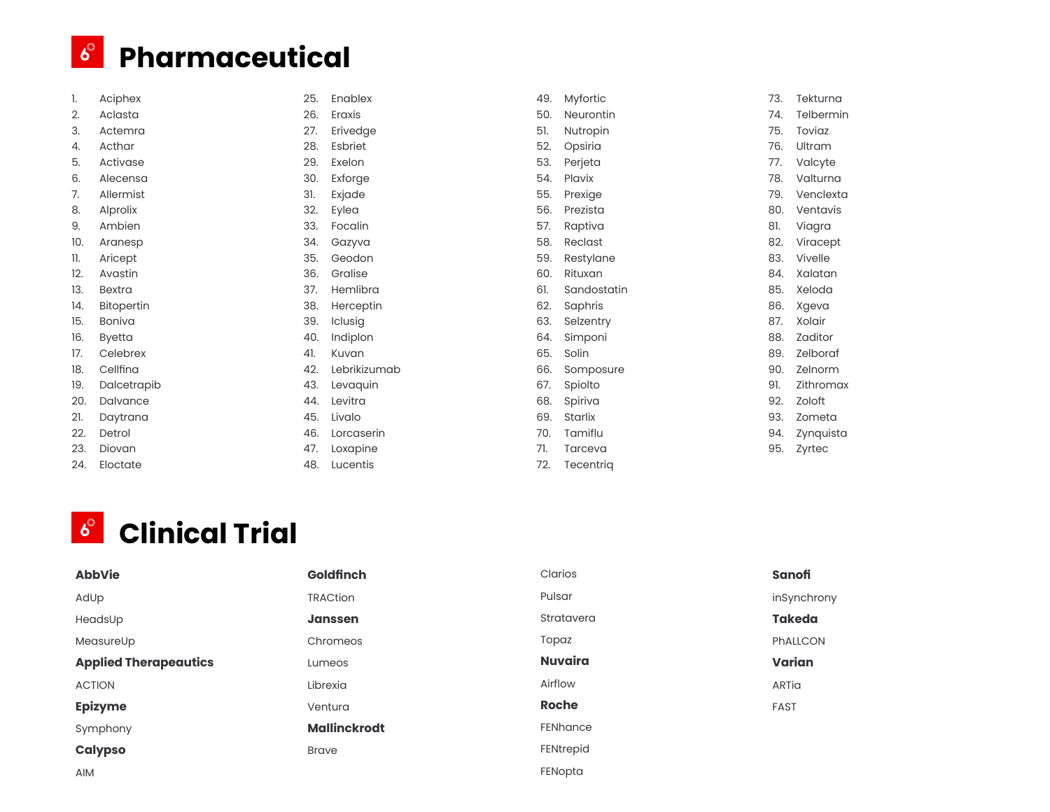# Pharmaceutical

1. Aciphex
2. Aclasta
3. Actemra
4. Acthar
5. Activase
6. Alecensa
7. Allermist
8. Alprolix
9. Ambien
10. Aranesp
11. Aricept
12. Avastin
13. Bextra
14. Bitopertin
15. Boniva
16. Byetta
17. Celebrex
18. Cellfina
19. Dalcetrapib
20. Dalvance
21. Daytrana
22. Detrol
23. Diovan
24. Eloctate
25. Enablex
26. Eraxis
27. Erivedge
28. Esbriet
29. Exelon
30. Exforge
31. Exjade
32. Eylea
33. Focalin
34. Gazyva
35. Geodon
36. Gralise
37. Hemlibra
38. Herceptin
39. Iclusig
40. Indiplon
41. Kuvan
42. Lebrikizumab
43. Levaquin
44. Levitra
45. Livalo
46. Lorcaserin
47. Loxapine
48. Lucentis
49. Myfortic
50. Neurontin
51. Nutropin
52. Opsiria
53. Perjeta
54. Plavix
55. Prexige
56. Prezista
57. Raptiva
58. Reclast
59. Restylane
60. Rituxan
61. Sandostatin
62. Saphris
63. Selzentry
64. Simponi
65. Solin
66. Somposure
67. Spiolto
68. Spiriva
69. Starlix
70. Tamiflu
71. Tarceva
72. Tecentriq
73. Tekturna
74. Telbermin
75. Toviaz
76. Ultram
77. Valcyte
78. Valturna
79. Venclexta
80. Ventavis
81. Viagra
82. Viracept
83. Vivelle
84. Xalatan
85. Xeloda
86. Xgeva
87. Xolair
88. Zaditor
89. Zelboraf
90. Zelnorm
91. Zithromax
92. Zoloft
93. Zometa
94. Zynquista
95. Zyrtec

# Clinical Trial

**AbbVie**

AdUp

HeadsUp

MeasureUp

**Applied Therapeautics**

ACTION

**Epizyme**

Symphony

**Calypso**

AIM

**Goldfinch**

TRACtion

**Janssen**

Chromeos

Lumeos

Librexia

Ventura

**Mallinckrodt**

Brave

Clarios

Pulsar

Stratavera

Topaz

**Nuvaira**

Airflow

**Roche**

FENhance

FENtrepid

FENopta

**Sanofi**

inSynchrony

**Takeda**

PhALLCON

**Varian**

ARTia

FAST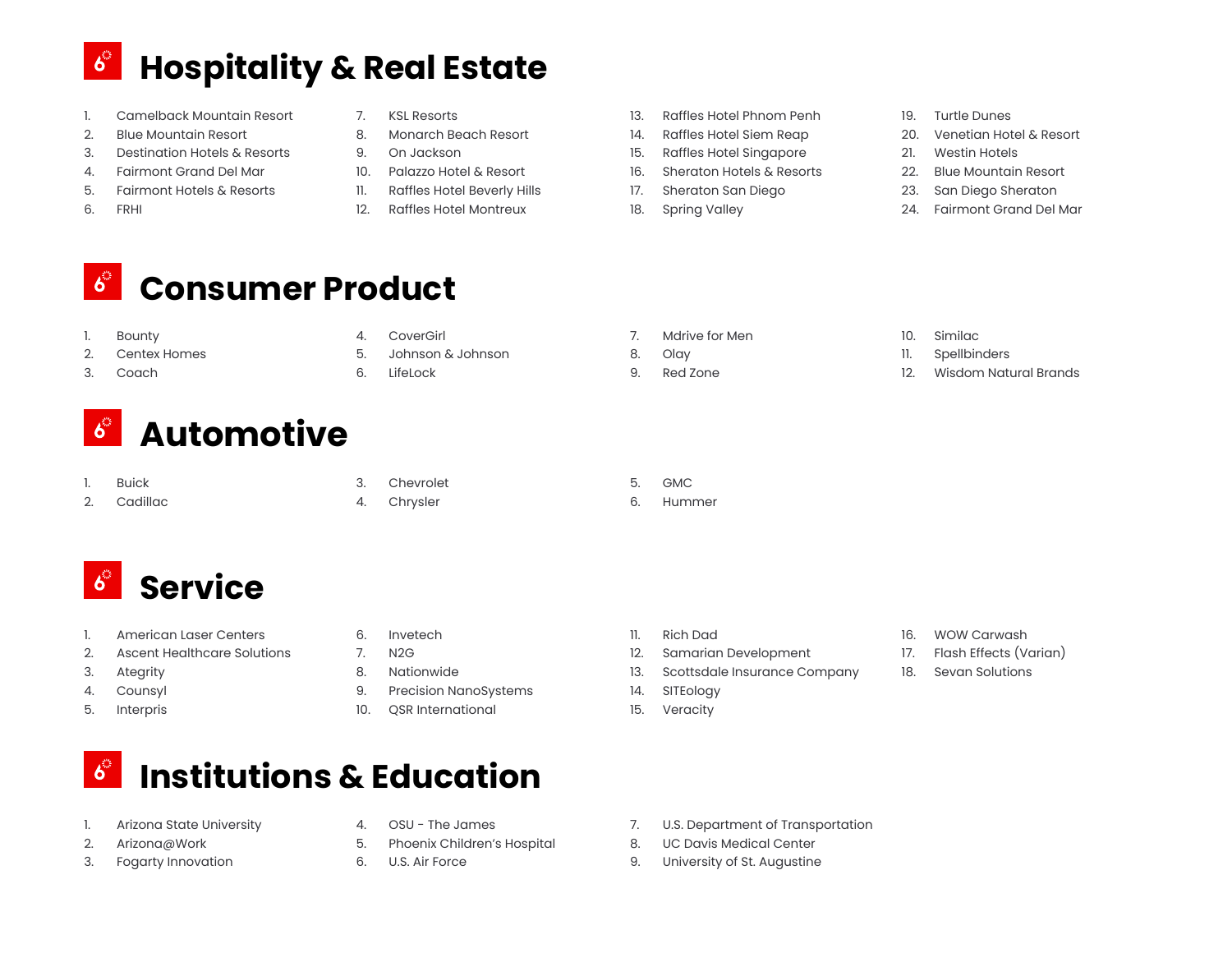# Hospitality & Real Estate

1. Camelback Mountain Resort
2. Blue Mountain Resort
3. Destination Hotels & Resorts
4. Fairmont Grand Del Mar
5. Fairmont Hotels & Resorts
6. FRHI
7. KSL Resorts
8. Monarch Beach Resort
9. On Jackson
10. Palazzo Hotel & Resort
11. Raffles Hotel Beverly Hills
12. Raffles Hotel Montreux
13. Raffles Hotel Phnom Penh
14. Raffles Hotel Siem Reap
15. Raffles Hotel Singapore
16. Sheraton Hotels & Resorts
17. Sheraton San Diego
18. Spring Valley
19. Turtle Dunes
20. Venetian Hotel & Resort
21. Westin Hotels
22. Blue Mountain Resort
23. San Diego Sheraton
24. Fairmont Grand Del Mar

# Consumer Product

1. Bounty
2. Centex Homes
3. Coach
4. CoverGirl
5. Johnson & Johnson
6. LifeLock
7. Mdrive for Men
8. Olay
9. Red Zone
10. Similac
11. Spellbinders
12. Wisdom Natural Brands

# Automotive

1. Buick
2. Cadillac
3. Chevrolet
4. Chrysler
5. GMC
6. Hummer

# Service

1. American Laser Centers
2. Ascent Healthcare Solutions
3. Ategrity
4. Counsyl
5. Interpris
6. Invetech
7. N2G
8. Nationwide
9. Precision NanoSystems
10. QSR International
11. Rich Dad
12. Samarian Development
13. Scottsdale Insurance Company
14. SITEology
15. Veracity
16. WOW Carwash
17. Flash Effects (Varian)
18. Sevan Solutions

# Institutions & Education

1. Arizona State University
2. Arizona@Work
3. Fogarty Innovation
4. OSU - The James
5. Phoenix Children's Hospital
6. U.S. Air Force
7. U.S. Department of Transportation
8. UC Davis Medical Center
9. University of St. Augustine